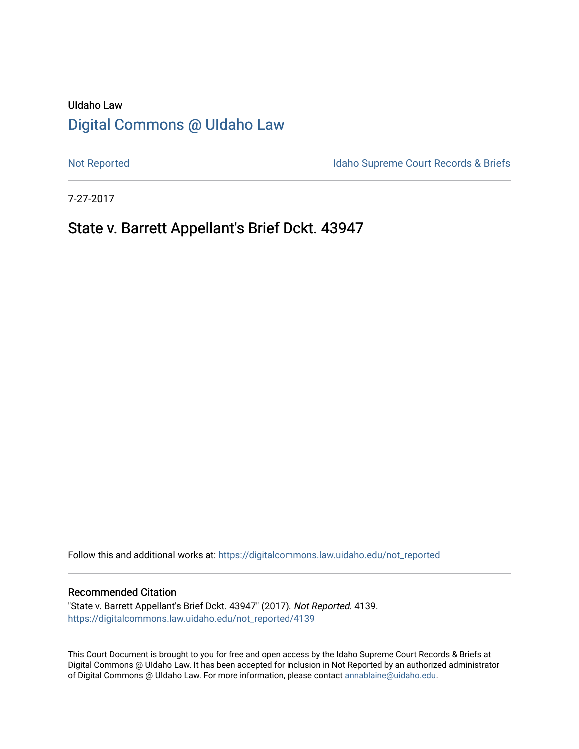UIdaho Law

# Digital Commons @ UIdaho Law

Not Reported | Idaho Supreme Court Records & Briefs

7-27-2017

## State v. Barrett Appellant's Brief Dckt. 43947

Follow this and additional works at: https://digitalcommons.law.uidaho.edu/not_reported

### Recommended Citation

"State v. Barrett Appellant's Brief Dckt. 43947" (2017). *Not Reported*. 4139.
https://digitalcommons.law.uidaho.edu/not_reported/4139

This Court Document is brought to you for free and open access by the Idaho Supreme Court Records & Briefs at Digital Commons @ UIdaho Law. It has been accepted for inclusion in Not Reported by an authorized administrator of Digital Commons @ UIdaho Law. For more information, please contact annablaine@uidaho.edu.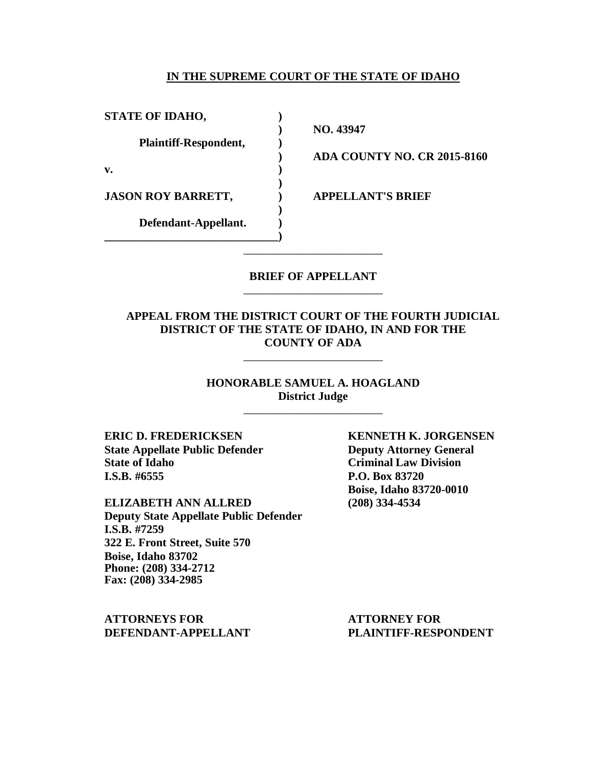**IN THE SUPREME COURT OF THE STATE OF IDAHO**

| | |
|---|---|
| **STATE OF IDAHO,** | |
| | **NO. 43947** |
| **Plaintiff-Respondent,** | |
| | **ADA COUNTY NO. CR 2015-8160** |
| **v.** | |
| | |
| **JASON ROY BARRETT,** | **APPELLANT'S BRIEF** |
| | |
| **Defendant-Appellant.** | |

---

**BRIEF OF APPELLANT**

---

**APPEAL FROM THE DISTRICT COURT OF THE FOURTH JUDICIAL DISTRICT OF THE STATE OF IDAHO, IN AND FOR THE COUNTY OF ADA**

---

**HONORABLE SAMUEL A. HOAGLAND**
**District Judge**

---

**ERIC D. FREDERICKSEN**
**State Appellate Public Defender**
**State of Idaho**
**I.S.B. #6555**

**ELIZABETH ANN ALLRED**
**Deputy State Appellate Public Defender**
**I.S.B. #7259**
**322 E. Front Street, Suite 570**
**Boise, Idaho 83702**
**Phone: (208) 334-2712**
**Fax: (208) 334-2985**

**ATTORNEYS FOR DEFENDANT-APPELLANT**

**KENNETH K. JORGENSEN**
**Deputy Attorney General**
**Criminal Law Division**
**P.O. Box 83720**
**Boise, Idaho 83720-0010**
**(208) 334-4534**

**ATTORNEY FOR PLAINTIFF-RESPONDENT**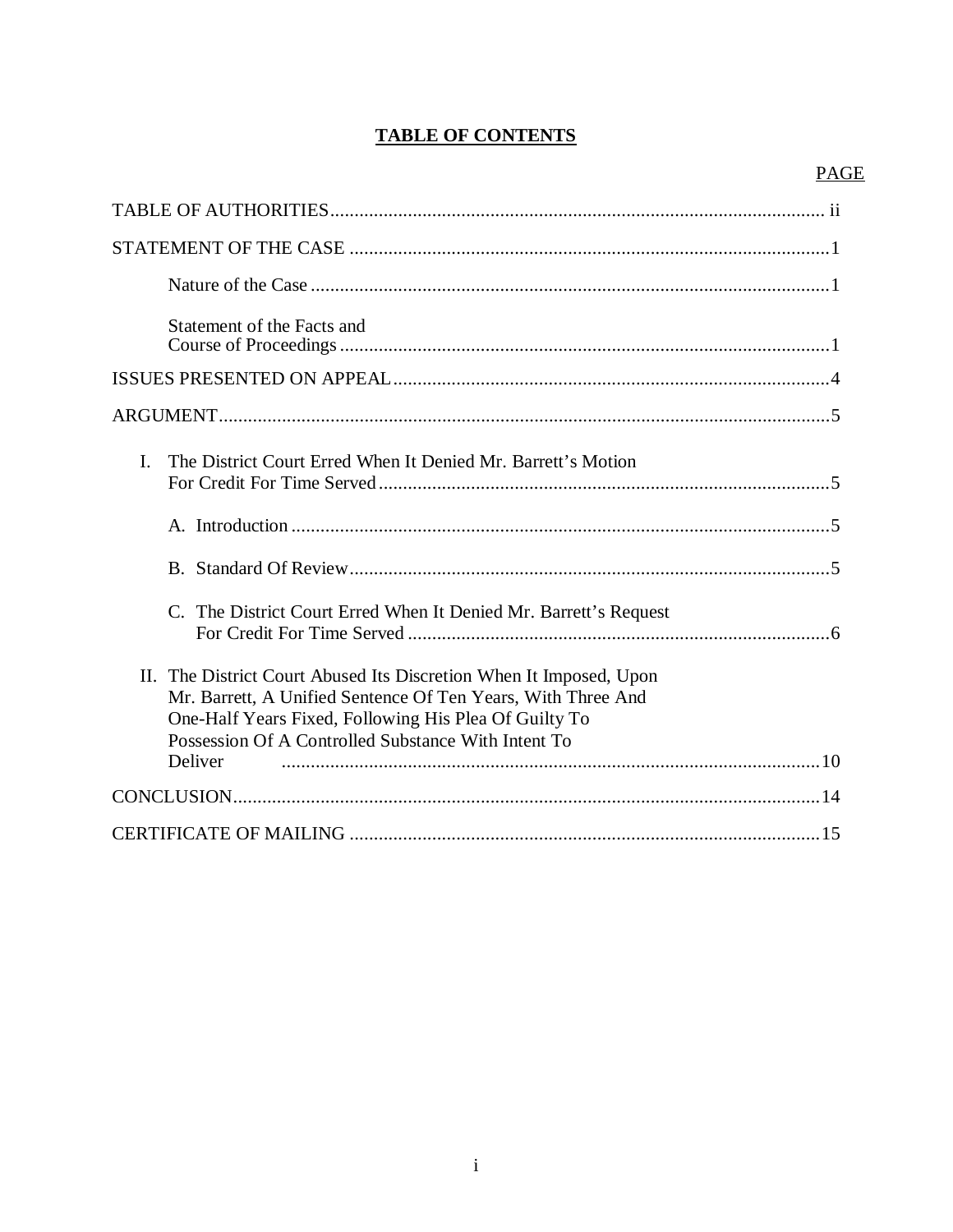# TABLE OF CONTENTS

| | PAGE |
|---|---|
| TABLE OF AUTHORITIES | ii |
| STATEMENT OF THE CASE | 1 |
| Nature of the Case | 1 |
| Statement of the Facts and Course of Proceedings | 1 |
| ISSUES PRESENTED ON APPEAL | 4 |
| ARGUMENT | 5 |
| I. The District Court Erred When It Denied Mr. Barrett's Motion For Credit For Time Served | 5 |
| A. Introduction | 5 |
| B. Standard Of Review | 5 |
| C. The District Court Erred When It Denied Mr. Barrett's Request For Credit For Time Served | 6 |
| II. The District Court Abused Its Discretion When It Imposed, Upon Mr. Barrett, A Unified Sentence Of Ten Years, With Three And One-Half Years Fixed, Following His Plea Of Guilty To Possession Of A Controlled Substance With Intent To Deliver | 10 |
| CONCLUSION | 14 |
| CERTIFICATE OF MAILING | 15 |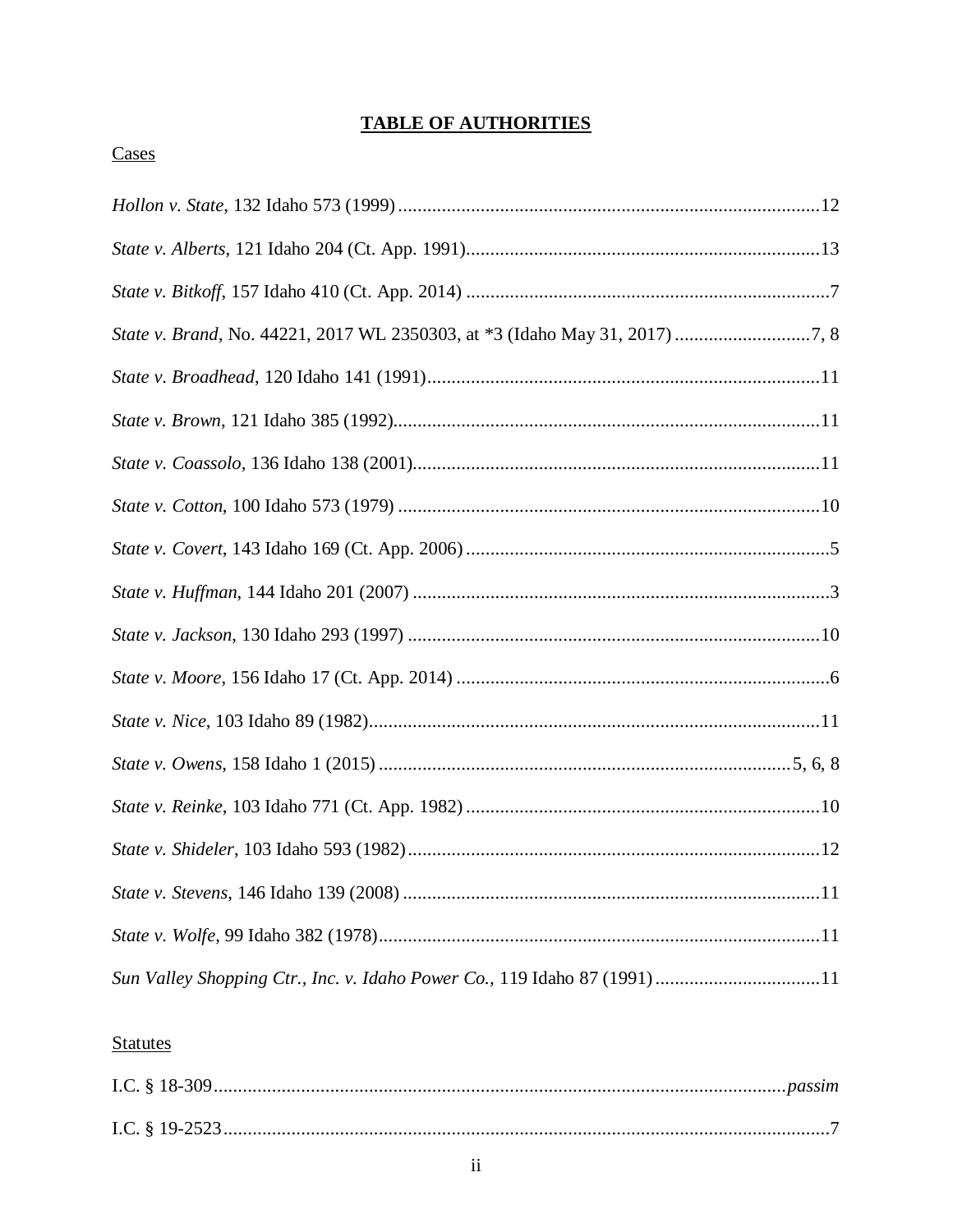# TABLE OF AUTHORITIES

Cases

*Hollon v. State*, 132 Idaho 573 (1999) ....................................................................................12

*State v. Alberts*, 121 Idaho 204 (Ct. App. 1991)........................................................................13

*State v. Bitkoff*, 157 Idaho 410 (Ct. App. 2014) ..........................................................................7

*State v. Brand*, No. 44221, 2017 WL 2350303, at *3 (Idaho May 31, 2017) ............................7, 8

*State v. Broadhead*, 120 Idaho 141 (1991)................................................................................11

*State v. Brown*, 121 Idaho 385 (1992).......................................................................................11

*State v. Coassolo*, 136 Idaho 138 (2001)...................................................................................11

*State v. Cotton*, 100 Idaho 573 (1979) ......................................................................................10

*State v. Covert*, 143 Idaho 169 (Ct. App. 2006) ..........................................................................5

*State v. Huffman*, 144 Idaho 201 (2007) .....................................................................................3

*State v. Jackson*, 130 Idaho 293 (1997) ....................................................................................10

*State v. Moore*, 156 Idaho 17 (Ct. App. 2014) ............................................................................6

*State v. Nice*, 103 Idaho 89 (1982)............................................................................................11

*State v. Owens*, 158 Idaho 1 (2015) ....................................................................................5, 6, 8

*State v. Reinke*, 103 Idaho 771 (Ct. App. 1982) ........................................................................10

*State v. Shideler*, 103 Idaho 593 (1982)....................................................................................12

*State v. Stevens*, 146 Idaho 139 (2008) .....................................................................................11

*State v. Wolfe*, 99 Idaho 382 (1978)..........................................................................................11

*Sun Valley Shopping Ctr., Inc. v. Idaho Power Co.*, 119 Idaho 87 (1991) ..................................11

Statutes

I.C. § 18-309.....................................................................................................................*passim*

I.C. § 19-2523...........................................................................................................................7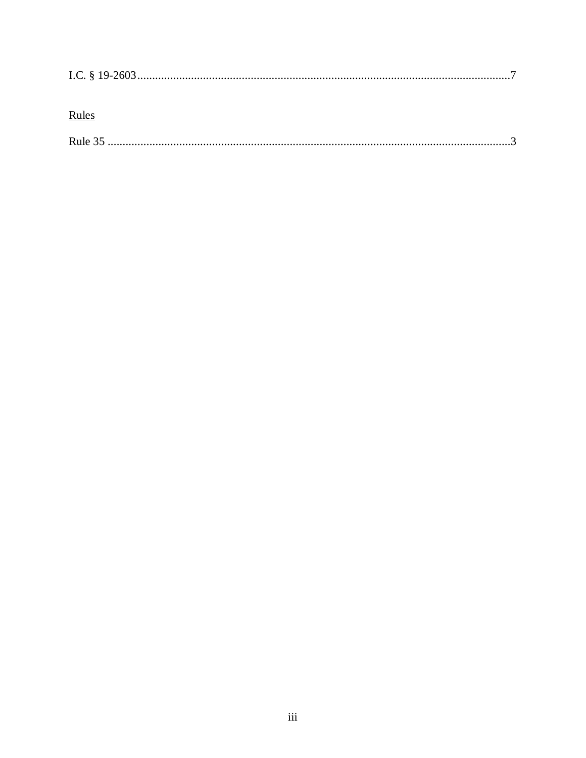I.C. § 19-2603 .......................................................................................................................7

<u>Rules</u>

Rule 35 .......................................................................................................................3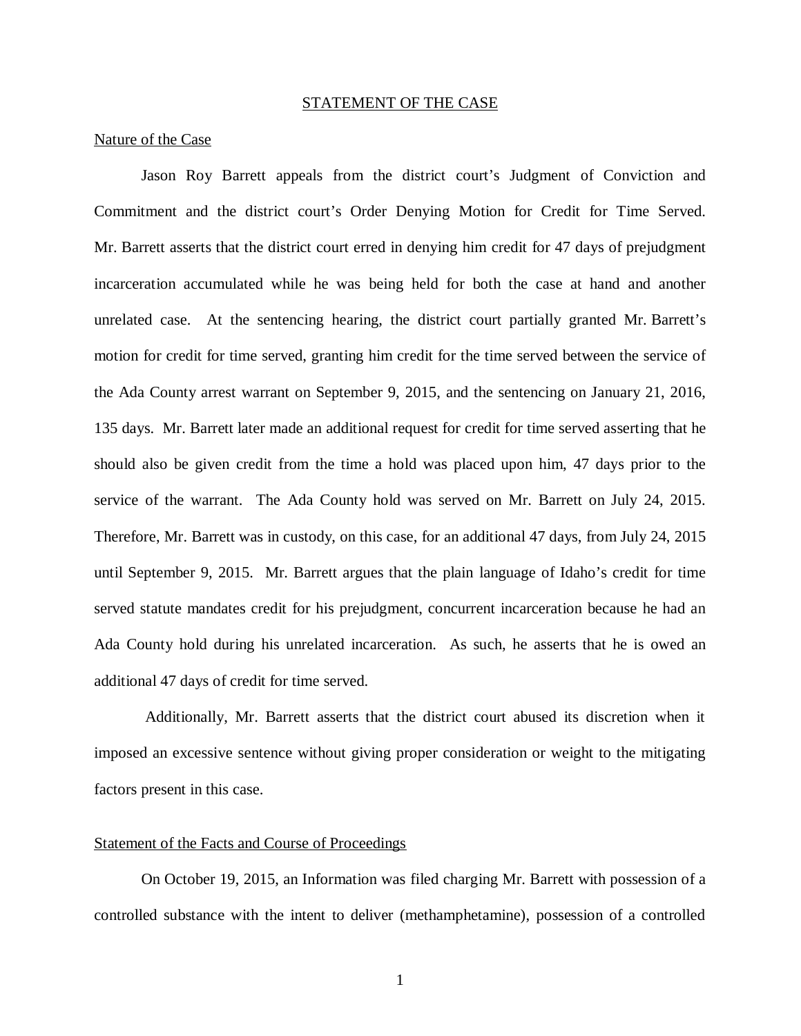## STATEMENT OF THE CASE

### Nature of the Case

Jason Roy Barrett appeals from the district court's Judgment of Conviction and Commitment and the district court's Order Denying Motion for Credit for Time Served. Mr. Barrett asserts that the district court erred in denying him credit for 47 days of prejudgment incarceration accumulated while he was being held for both the case at hand and another unrelated case. At the sentencing hearing, the district court partially granted Mr. Barrett's motion for credit for time served, granting him credit for the time served between the service of the Ada County arrest warrant on September 9, 2015, and the sentencing on January 21, 2016, 135 days. Mr. Barrett later made an additional request for credit for time served asserting that he should also be given credit from the time a hold was placed upon him, 47 days prior to the service of the warrant. The Ada County hold was served on Mr. Barrett on July 24, 2015. Therefore, Mr. Barrett was in custody, on this case, for an additional 47 days, from July 24, 2015 until September 9, 2015. Mr. Barrett argues that the plain language of Idaho's credit for time served statute mandates credit for his prejudgment, concurrent incarceration because he had an Ada County hold during his unrelated incarceration. As such, he asserts that he is owed an additional 47 days of credit for time served.

Additionally, Mr. Barrett asserts that the district court abused its discretion when it imposed an excessive sentence without giving proper consideration or weight to the mitigating factors present in this case.

### Statement of the Facts and Course of Proceedings

On October 19, 2015, an Information was filed charging Mr. Barrett with possession of a controlled substance with the intent to deliver (methamphetamine), possession of a controlled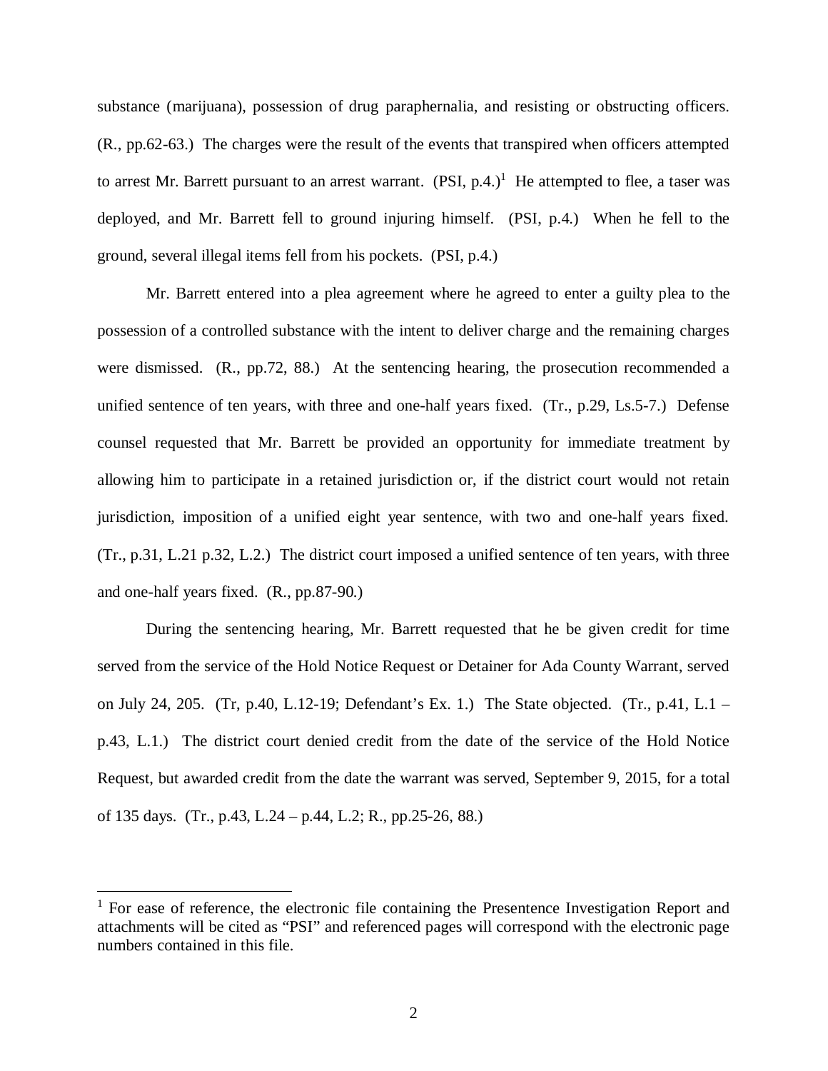substance (marijuana), possession of drug paraphernalia, and resisting or obstructing officers. (R., pp.62-63.) The charges were the result of the events that transpired when officers attempted to arrest Mr. Barrett pursuant to an arrest warrant. (PSI, p.4.)[1] He attempted to flee, a taser was deployed, and Mr. Barrett fell to ground injuring himself. (PSI, p.4.) When he fell to the ground, several illegal items fell from his pockets. (PSI, p.4.)

Mr. Barrett entered into a plea agreement where he agreed to enter a guilty plea to the possession of a controlled substance with the intent to deliver charge and the remaining charges were dismissed. (R., pp.72, 88.) At the sentencing hearing, the prosecution recommended a unified sentence of ten years, with three and one-half years fixed. (Tr., p.29, Ls.5-7.) Defense counsel requested that Mr. Barrett be provided an opportunity for immediate treatment by allowing him to participate in a retained jurisdiction or, if the district court would not retain jurisdiction, imposition of a unified eight year sentence, with two and one-half years fixed. (Tr., p.31, L.21 p.32, L.2.) The district court imposed a unified sentence of ten years, with three and one-half years fixed. (R., pp.87-90.)

During the sentencing hearing, Mr. Barrett requested that he be given credit for time served from the service of the Hold Notice Request or Detainer for Ada County Warrant, served on July 24, 205. (Tr, p.40, L.12-19; Defendant's Ex. 1.) The State objected. (Tr., p.41, L.1 – p.43, L.1.) The district court denied credit from the date of the service of the Hold Notice Request, but awarded credit from the date the warrant was served, September 9, 2015, for a total of 135 days. (Tr., p.43, L.24 – p.44, L.2; R., pp.25-26, 88.)

---

[1] For ease of reference, the electronic file containing the Presentence Investigation Report and attachments will be cited as "PSI" and referenced pages will correspond with the electronic page numbers contained in this file.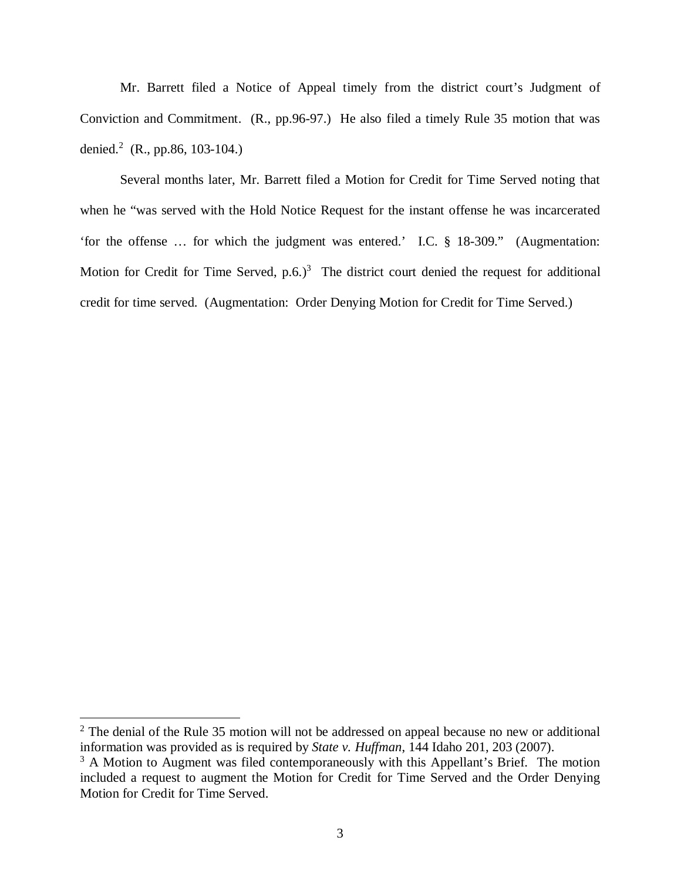Mr. Barrett filed a Notice of Appeal timely from the district court's Judgment of Conviction and Commitment. (R., pp.96-97.) He also filed a timely Rule 35 motion that was denied.[2] (R., pp.86, 103-104.)

Several months later, Mr. Barrett filed a Motion for Credit for Time Served noting that when he "was served with the Hold Notice Request for the instant offense he was incarcerated 'for the offense … for which the judgment was entered.' I.C. § 18-309." (Augmentation: Motion for Credit for Time Served, p.6.)[3] The district court denied the request for additional credit for time served. (Augmentation: Order Denying Motion for Credit for Time Served.)

---

[2] The denial of the Rule 35 motion will not be addressed on appeal because no new or additional information was provided as is required by *State v. Huffman*, 144 Idaho 201, 203 (2007).

[3] A Motion to Augment was filed contemporaneously with this Appellant's Brief. The motion included a request to augment the Motion for Credit for Time Served and the Order Denying Motion for Credit for Time Served.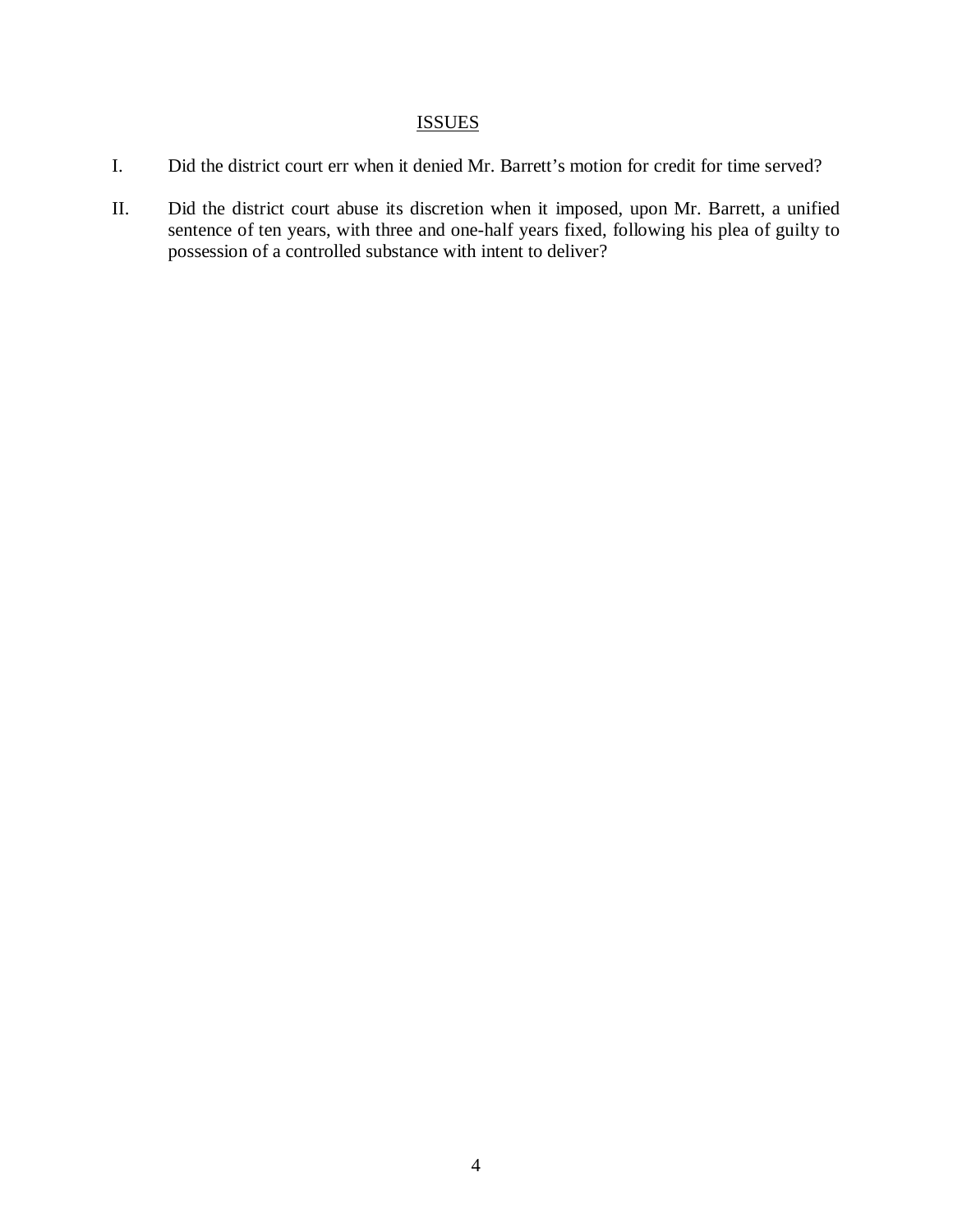## ISSUES

I. Did the district court err when it denied Mr. Barrett's motion for credit for time served?

II. Did the district court abuse its discretion when it imposed, upon Mr. Barrett, a unified sentence of ten years, with three and one-half years fixed, following his plea of guilty to possession of a controlled substance with intent to deliver?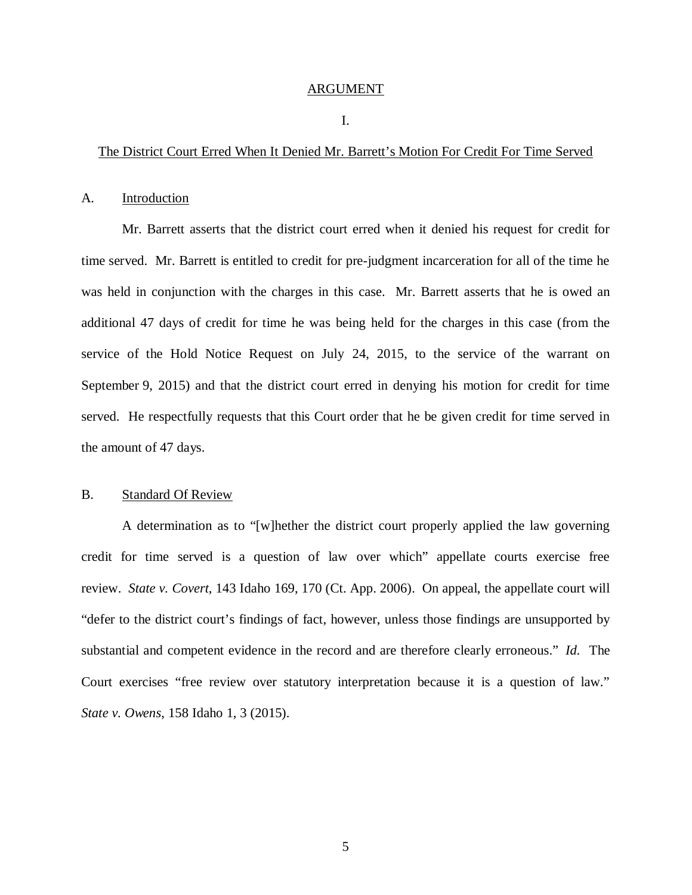## ARGUMENT

### I.

### The District Court Erred When It Denied Mr. Barrett's Motion For Credit For Time Served

#### A. Introduction

Mr. Barrett asserts that the district court erred when it denied his request for credit for time served. Mr. Barrett is entitled to credit for pre-judgment incarceration for all of the time he was held in conjunction with the charges in this case. Mr. Barrett asserts that he is owed an additional 47 days of credit for time he was being held for the charges in this case (from the service of the Hold Notice Request on July 24, 2015, to the service of the warrant on September 9, 2015) and that the district court erred in denying his motion for credit for time served. He respectfully requests that this Court order that he be given credit for time served in the amount of 47 days.

#### B. Standard Of Review

A determination as to "[w]hether the district court properly applied the law governing credit for time served is a question of law over which" appellate courts exercise free review. *State v. Covert*, 143 Idaho 169, 170 (Ct. App. 2006). On appeal, the appellate court will "defer to the district court's findings of fact, however, unless those findings are unsupported by substantial and competent evidence in the record and are therefore clearly erroneous." *Id.* The Court exercises "free review over statutory interpretation because it is a question of law." *State v. Owens*, 158 Idaho 1, 3 (2015).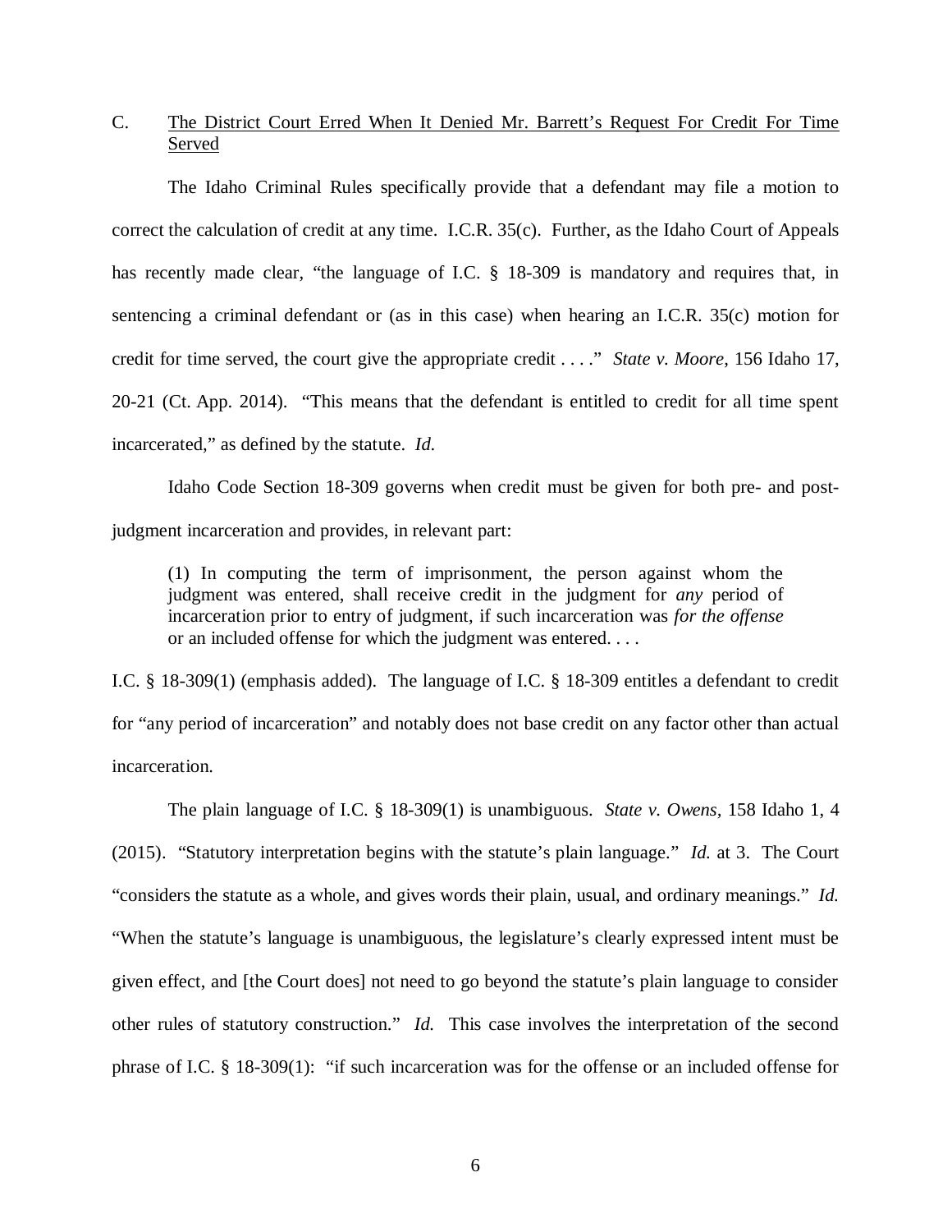C. <u>The District Court Erred When It Denied Mr. Barrett's Request For Credit For Time Served</u>

The Idaho Criminal Rules specifically provide that a defendant may file a motion to correct the calculation of credit at any time. I.C.R. 35(c). Further, as the Idaho Court of Appeals has recently made clear, "the language of I.C. § 18-309 is mandatory and requires that, in sentencing a criminal defendant or (as in this case) when hearing an I.C.R. 35(c) motion for credit for time served, the court give the appropriate credit . . . ." *State v. Moore*, 156 Idaho 17, 20-21 (Ct. App. 2014). "This means that the defendant is entitled to credit for all time spent incarcerated," as defined by the statute. *Id.*

Idaho Code Section 18-309 governs when credit must be given for both pre- and post-judgment incarceration and provides, in relevant part:

> (1) In computing the term of imprisonment, the person against whom the judgment was entered, shall receive credit in the judgment for *any* period of incarceration prior to entry of judgment, if such incarceration was *for the offense* or an included offense for which the judgment was entered. . . .

I.C. § 18-309(1) (emphasis added). The language of I.C. § 18-309 entitles a defendant to credit for "any period of incarceration" and notably does not base credit on any factor other than actual incarceration.

The plain language of I.C. § 18-309(1) is unambiguous. *State v. Owens*, 158 Idaho 1, 4 (2015). "Statutory interpretation begins with the statute's plain language." *Id.* at 3. The Court "considers the statute as a whole, and gives words their plain, usual, and ordinary meanings." *Id.* "When the statute's language is unambiguous, the legislature's clearly expressed intent must be given effect, and [the Court does] not need to go beyond the statute's plain language to consider other rules of statutory construction." *Id.* This case involves the interpretation of the second phrase of I.C. § 18-309(1): "if such incarceration was for the offense or an included offense for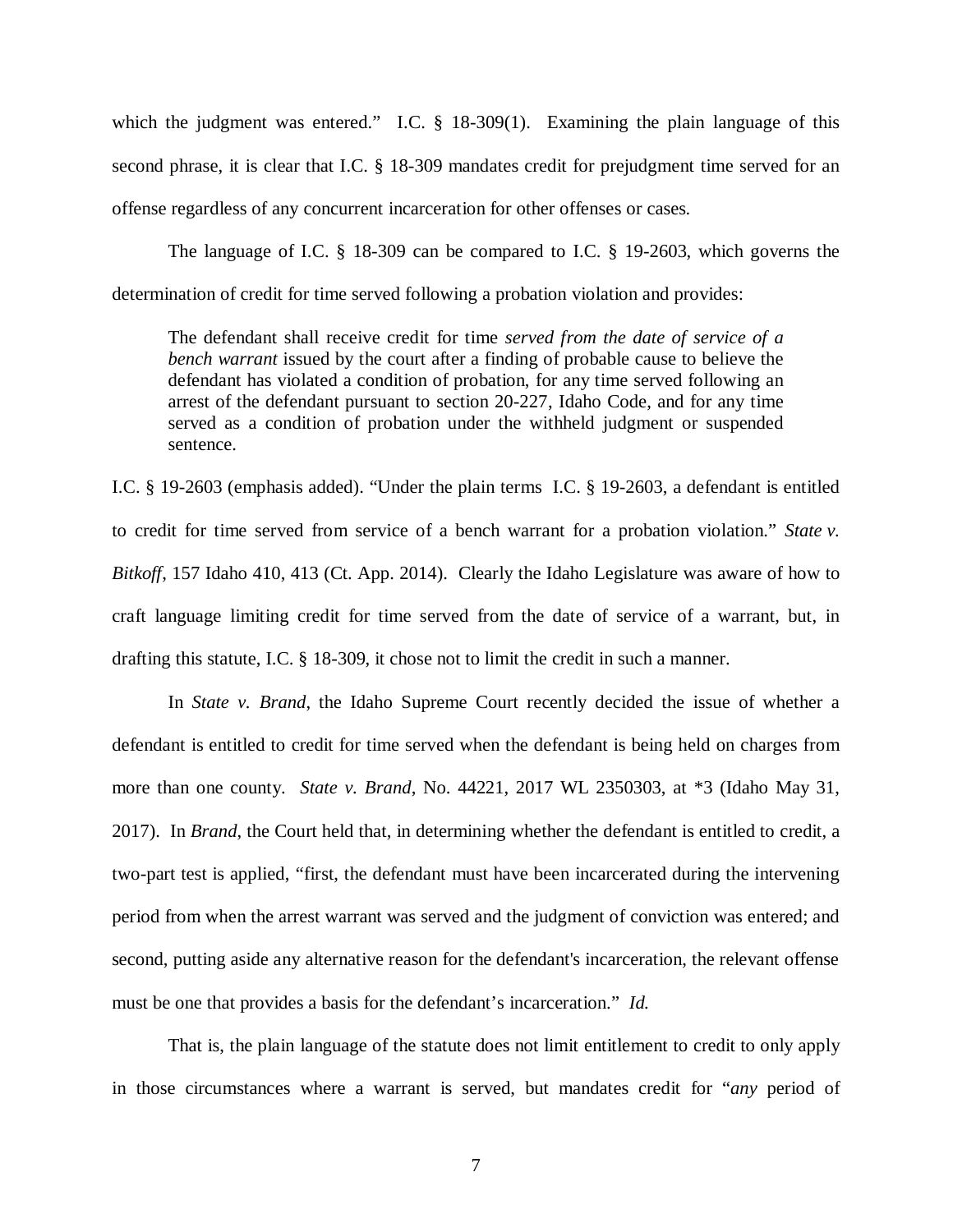which the judgment was entered." I.C. § 18-309(1). Examining the plain language of this second phrase, it is clear that I.C. § 18-309 mandates credit for prejudgment time served for an offense regardless of any concurrent incarceration for other offenses or cases.

The language of I.C. § 18-309 can be compared to I.C. § 19-2603, which governs the determination of credit for time served following a probation violation and provides:

> The defendant shall receive credit for time *served from the date of service of a bench warrant* issued by the court after a finding of probable cause to believe the defendant has violated a condition of probation, for any time served following an arrest of the defendant pursuant to section 20-227, Idaho Code, and for any time served as a condition of probation under the withheld judgment or suspended sentence.

I.C. § 19-2603 (emphasis added). "Under the plain terms I.C. § 19-2603, a defendant is entitled to credit for time served from service of a bench warrant for a probation violation." *State v. Bitkoff*, 157 Idaho 410, 413 (Ct. App. 2014). Clearly the Idaho Legislature was aware of how to craft language limiting credit for time served from the date of service of a warrant, but, in drafting this statute, I.C. § 18-309, it chose not to limit the credit in such a manner.

In *State v. Brand*, the Idaho Supreme Court recently decided the issue of whether a defendant is entitled to credit for time served when the defendant is being held on charges from more than one county. *State v. Brand*, No. 44221, 2017 WL 2350303, at *3 (Idaho May 31, 2017). In *Brand*, the Court held that, in determining whether the defendant is entitled to credit, a two-part test is applied, "first, the defendant must have been incarcerated during the intervening period from when the arrest warrant was served and the judgment of conviction was entered; and second, putting aside any alternative reason for the defendant's incarceration, the relevant offense must be one that provides a basis for the defendant's incarceration." *Id.*

That is, the plain language of the statute does not limit entitlement to credit to only apply in those circumstances where a warrant is served, but mandates credit for "*any* period of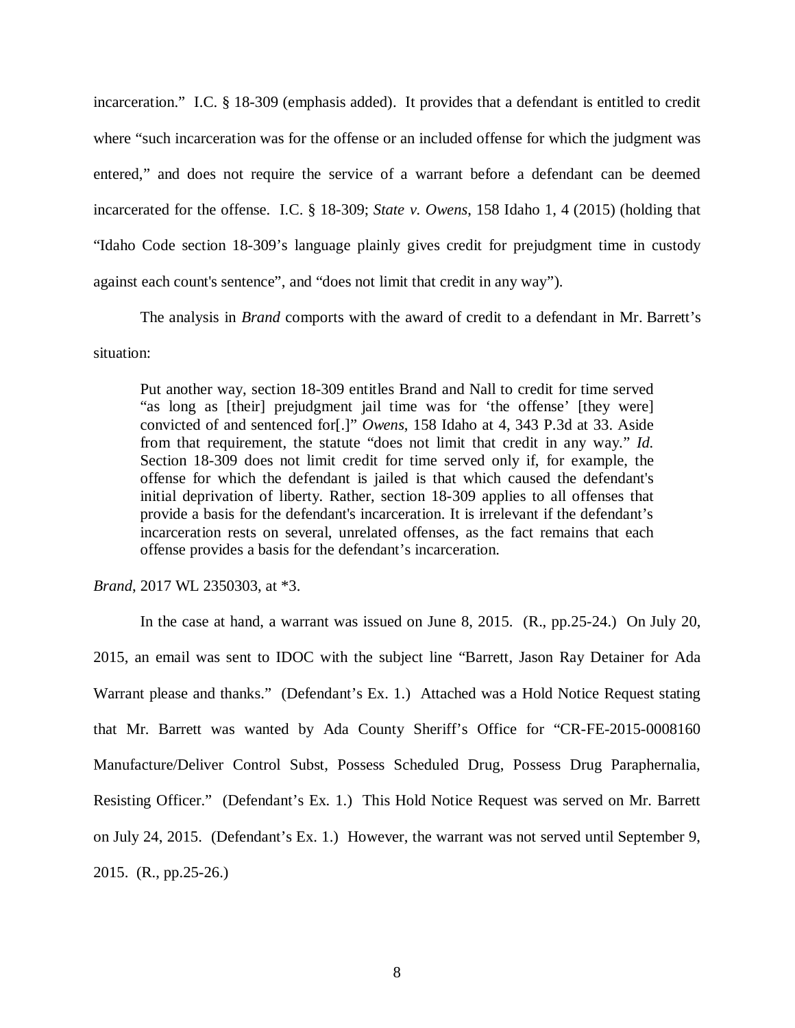incarceration." I.C. § 18-309 (emphasis added). It provides that a defendant is entitled to credit where "such incarceration was for the offense or an included offense for which the judgment was entered," and does not require the service of a warrant before a defendant can be deemed incarcerated for the offense. I.C. § 18-309; *State v. Owens*, 158 Idaho 1, 4 (2015) (holding that "Idaho Code section 18-309's language plainly gives credit for prejudgment time in custody against each count's sentence", and "does not limit that credit in any way").

The analysis in *Brand* comports with the award of credit to a defendant in Mr. Barrett's situation:

> Put another way, section 18-309 entitles Brand and Nall to credit for time served "as long as [their] prejudgment jail time was for 'the offense' [they were] convicted of and sentenced for[.]" *Owens*, 158 Idaho at 4, 343 P.3d at 33. Aside from that requirement, the statute "does not limit that credit in any way." *Id.* Section 18-309 does not limit credit for time served only if, for example, the offense for which the defendant is jailed is that which caused the defendant's initial deprivation of liberty. Rather, section 18-309 applies to all offenses that provide a basis for the defendant's incarceration. It is irrelevant if the defendant's incarceration rests on several, unrelated offenses, as the fact remains that each offense provides a basis for the defendant's incarceration.

*Brand*, 2017 WL 2350303, at *3.

In the case at hand, a warrant was issued on June 8, 2015. (R., pp.25-24.) On July 20, 2015, an email was sent to IDOC with the subject line "Barrett, Jason Ray Detainer for Ada Warrant please and thanks." (Defendant's Ex. 1.) Attached was a Hold Notice Request stating that Mr. Barrett was wanted by Ada County Sheriff's Office for "CR-FE-2015-0008160 Manufacture/Deliver Control Subst, Possess Scheduled Drug, Possess Drug Paraphernalia, Resisting Officer." (Defendant's Ex. 1.) This Hold Notice Request was served on Mr. Barrett on July 24, 2015. (Defendant's Ex. 1.) However, the warrant was not served until September 9, 2015. (R., pp.25-26.)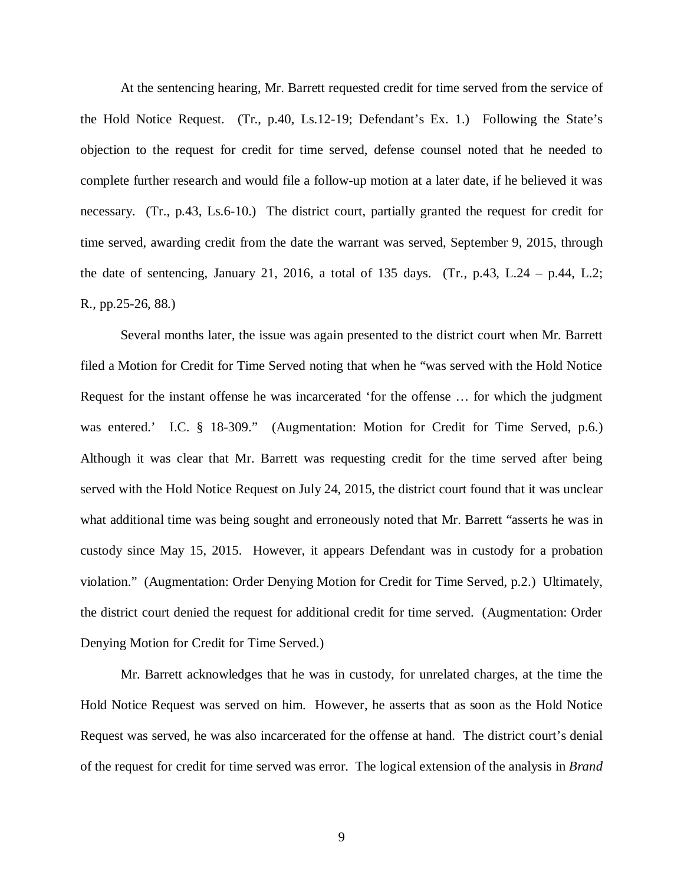At the sentencing hearing, Mr. Barrett requested credit for time served from the service of the Hold Notice Request. (Tr., p.40, Ls.12-19; Defendant's Ex. 1.) Following the State's objection to the request for credit for time served, defense counsel noted that he needed to complete further research and would file a follow-up motion at a later date, if he believed it was necessary. (Tr., p.43, Ls.6-10.) The district court, partially granted the request for credit for time served, awarding credit from the date the warrant was served, September 9, 2015, through the date of sentencing, January 21, 2016, a total of 135 days. (Tr., p.43, L.24 – p.44, L.2; R., pp.25-26, 88.)

Several months later, the issue was again presented to the district court when Mr. Barrett filed a Motion for Credit for Time Served noting that when he "was served with the Hold Notice Request for the instant offense he was incarcerated 'for the offense … for which the judgment was entered.' I.C. § 18-309." (Augmentation: Motion for Credit for Time Served, p.6.) Although it was clear that Mr. Barrett was requesting credit for the time served after being served with the Hold Notice Request on July 24, 2015, the district court found that it was unclear what additional time was being sought and erroneously noted that Mr. Barrett "asserts he was in custody since May 15, 2015. However, it appears Defendant was in custody for a probation violation." (Augmentation: Order Denying Motion for Credit for Time Served, p.2.) Ultimately, the district court denied the request for additional credit for time served. (Augmentation: Order Denying Motion for Credit for Time Served.)

Mr. Barrett acknowledges that he was in custody, for unrelated charges, at the time the Hold Notice Request was served on him. However, he asserts that as soon as the Hold Notice Request was served, he was also incarcerated for the offense at hand. The district court's denial of the request for credit for time served was error. The logical extension of the analysis in *Brand*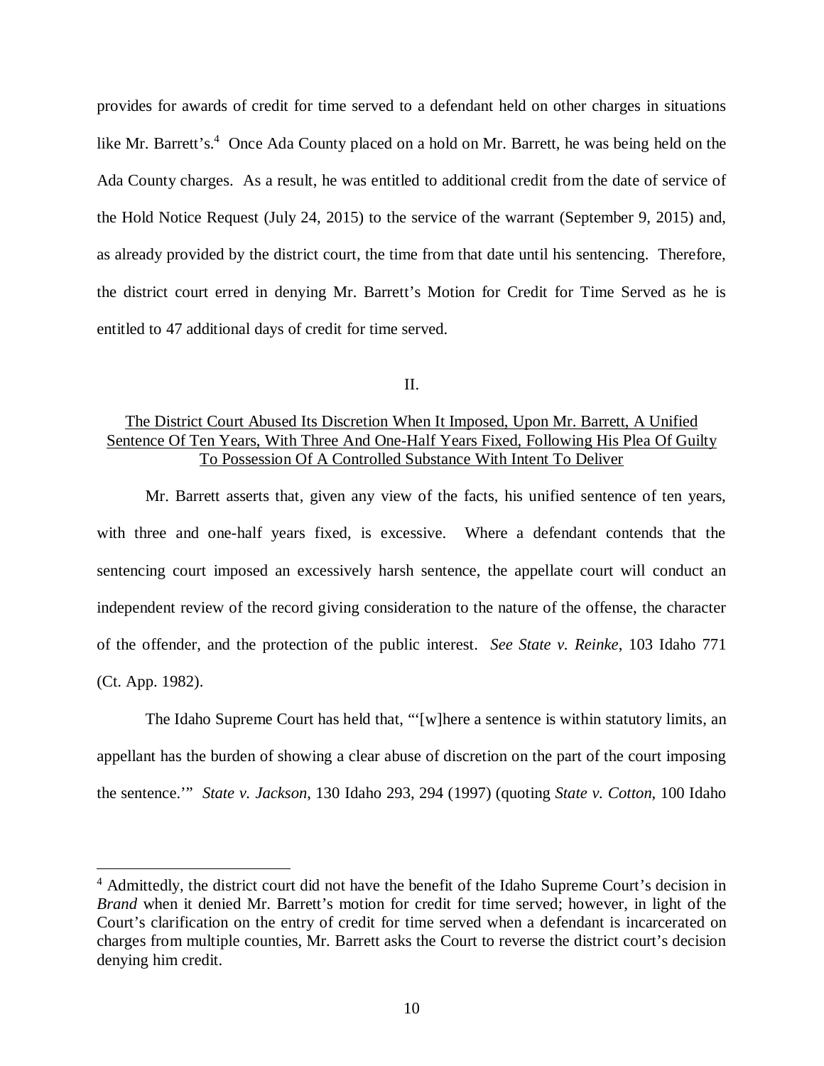provides for awards of credit for time served to a defendant held on other charges in situations like Mr. Barrett's.[4] Once Ada County placed on a hold on Mr. Barrett, he was being held on the Ada County charges. As a result, he was entitled to additional credit from the date of service of the Hold Notice Request (July 24, 2015) to the service of the warrant (September 9, 2015) and, as already provided by the district court, the time from that date until his sentencing. Therefore, the district court erred in denying Mr. Barrett's Motion for Credit for Time Served as he is entitled to 47 additional days of credit for time served.

II.

<u>The District Court Abused Its Discretion When It Imposed, Upon Mr. Barrett, A Unified Sentence Of Ten Years, With Three And One-Half Years Fixed, Following His Plea Of Guilty To Possession Of A Controlled Substance With Intent To Deliver</u>

Mr. Barrett asserts that, given any view of the facts, his unified sentence of ten years, with three and one-half years fixed, is excessive. Where a defendant contends that the sentencing court imposed an excessively harsh sentence, the appellate court will conduct an independent review of the record giving consideration to the nature of the offense, the character of the offender, and the protection of the public interest. *See State v. Reinke*, 103 Idaho 771 (Ct. App. 1982).

The Idaho Supreme Court has held that, "'[w]here a sentence is within statutory limits, an appellant has the burden of showing a clear abuse of discretion on the part of the court imposing the sentence.'" *State v. Jackson*, 130 Idaho 293, 294 (1997) (quoting *State v. Cotton*, 100 Idaho

---

[4] Admittedly, the district court did not have the benefit of the Idaho Supreme Court's decision in *Brand* when it denied Mr. Barrett's motion for credit for time served; however, in light of the Court's clarification on the entry of credit for time served when a defendant is incarcerated on charges from multiple counties, Mr. Barrett asks the Court to reverse the district court's decision denying him credit.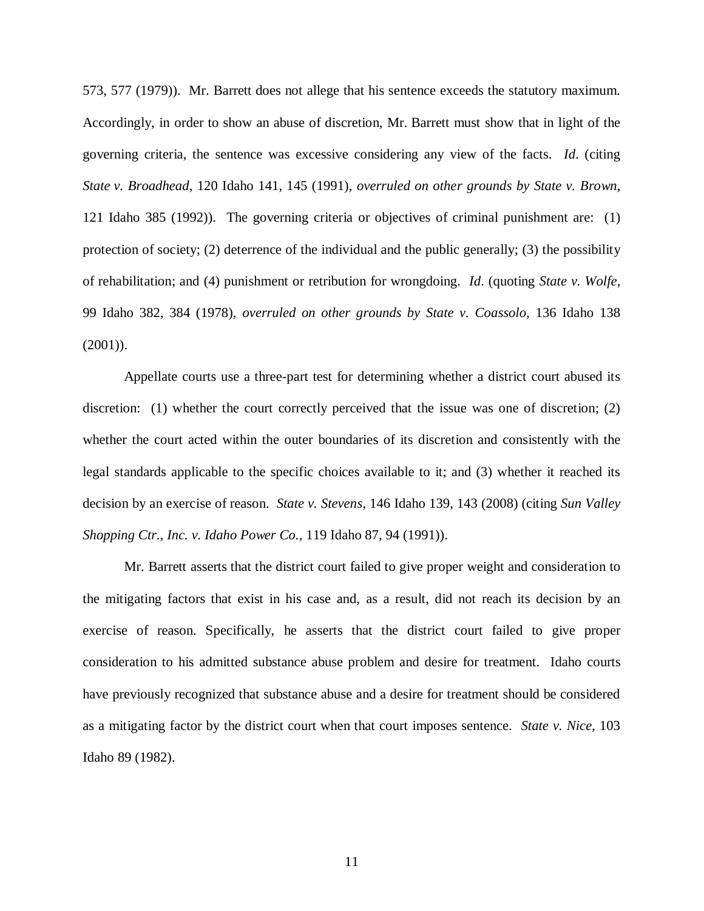573, 577 (1979)). Mr. Barrett does not allege that his sentence exceeds the statutory maximum. Accordingly, in order to show an abuse of discretion, Mr. Barrett must show that in light of the governing criteria, the sentence was excessive considering any view of the facts. *Id*. (citing *State v. Broadhead*, 120 Idaho 141, 145 (1991), *overruled on other grounds by State v. Brown*, 121 Idaho 385 (1992)). The governing criteria or objectives of criminal punishment are: (1) protection of society; (2) deterrence of the individual and the public generally; (3) the possibility of rehabilitation; and (4) punishment or retribution for wrongdoing. *Id*. (quoting *State v. Wolfe*, 99 Idaho 382, 384 (1978), *overruled on other grounds by State v. Coassolo*, 136 Idaho 138 (2001)).

Appellate courts use a three-part test for determining whether a district court abused its discretion: (1) whether the court correctly perceived that the issue was one of discretion; (2) whether the court acted within the outer boundaries of its discretion and consistently with the legal standards applicable to the specific choices available to it; and (3) whether it reached its decision by an exercise of reason. *State v. Stevens*, 146 Idaho 139, 143 (2008) (citing *Sun Valley Shopping Ctr., Inc. v. Idaho Power Co.*, 119 Idaho 87, 94 (1991)).

Mr. Barrett asserts that the district court failed to give proper weight and consideration to the mitigating factors that exist in his case and, as a result, did not reach its decision by an exercise of reason. Specifically, he asserts that the district court failed to give proper consideration to his admitted substance abuse problem and desire for treatment. Idaho courts have previously recognized that substance abuse and a desire for treatment should be considered as a mitigating factor by the district court when that court imposes sentence. *State v. Nice*, 103 Idaho 89 (1982).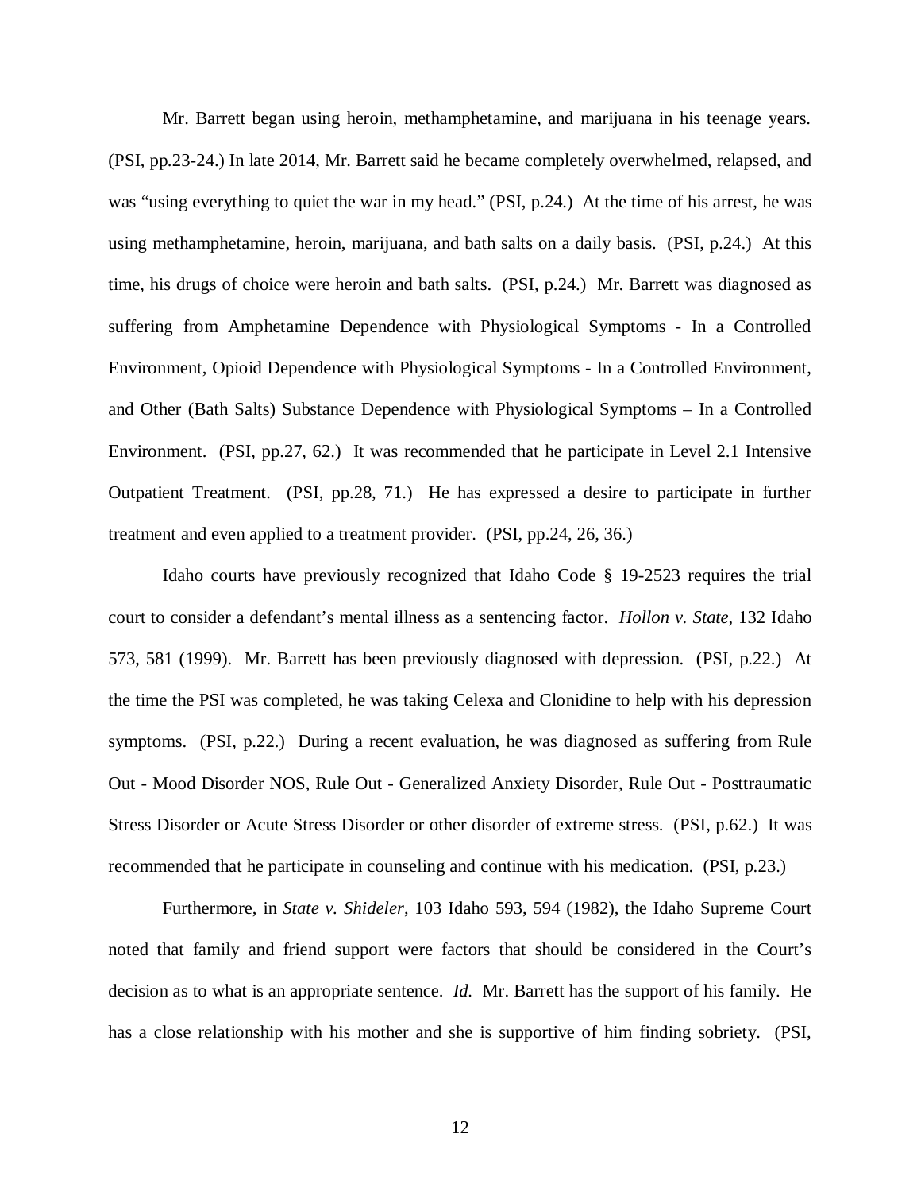Mr. Barrett began using heroin, methamphetamine, and marijuana in his teenage years. (PSI, pp.23-24.) In late 2014, Mr. Barrett said he became completely overwhelmed, relapsed, and was "using everything to quiet the war in my head." (PSI, p.24.) At the time of his arrest, he was using methamphetamine, heroin, marijuana, and bath salts on a daily basis. (PSI, p.24.) At this time, his drugs of choice were heroin and bath salts. (PSI, p.24.) Mr. Barrett was diagnosed as suffering from Amphetamine Dependence with Physiological Symptoms - In a Controlled Environment, Opioid Dependence with Physiological Symptoms - In a Controlled Environment, and Other (Bath Salts) Substance Dependence with Physiological Symptoms – In a Controlled Environment. (PSI, pp.27, 62.) It was recommended that he participate in Level 2.1 Intensive Outpatient Treatment. (PSI, pp.28, 71.) He has expressed a desire to participate in further treatment and even applied to a treatment provider. (PSI, pp.24, 26, 36.)

Idaho courts have previously recognized that Idaho Code § 19-2523 requires the trial court to consider a defendant's mental illness as a sentencing factor. *Hollon v. State*, 132 Idaho 573, 581 (1999). Mr. Barrett has been previously diagnosed with depression. (PSI, p.22.) At the time the PSI was completed, he was taking Celexa and Clonidine to help with his depression symptoms. (PSI, p.22.) During a recent evaluation, he was diagnosed as suffering from Rule Out - Mood Disorder NOS, Rule Out - Generalized Anxiety Disorder, Rule Out - Posttraumatic Stress Disorder or Acute Stress Disorder or other disorder of extreme stress. (PSI, p.62.) It was recommended that he participate in counseling and continue with his medication. (PSI, p.23.)

Furthermore, in *State v. Shideler*, 103 Idaho 593, 594 (1982), the Idaho Supreme Court noted that family and friend support were factors that should be considered in the Court's decision as to what is an appropriate sentence. *Id.* Mr. Barrett has the support of his family. He has a close relationship with his mother and she is supportive of him finding sobriety. (PSI,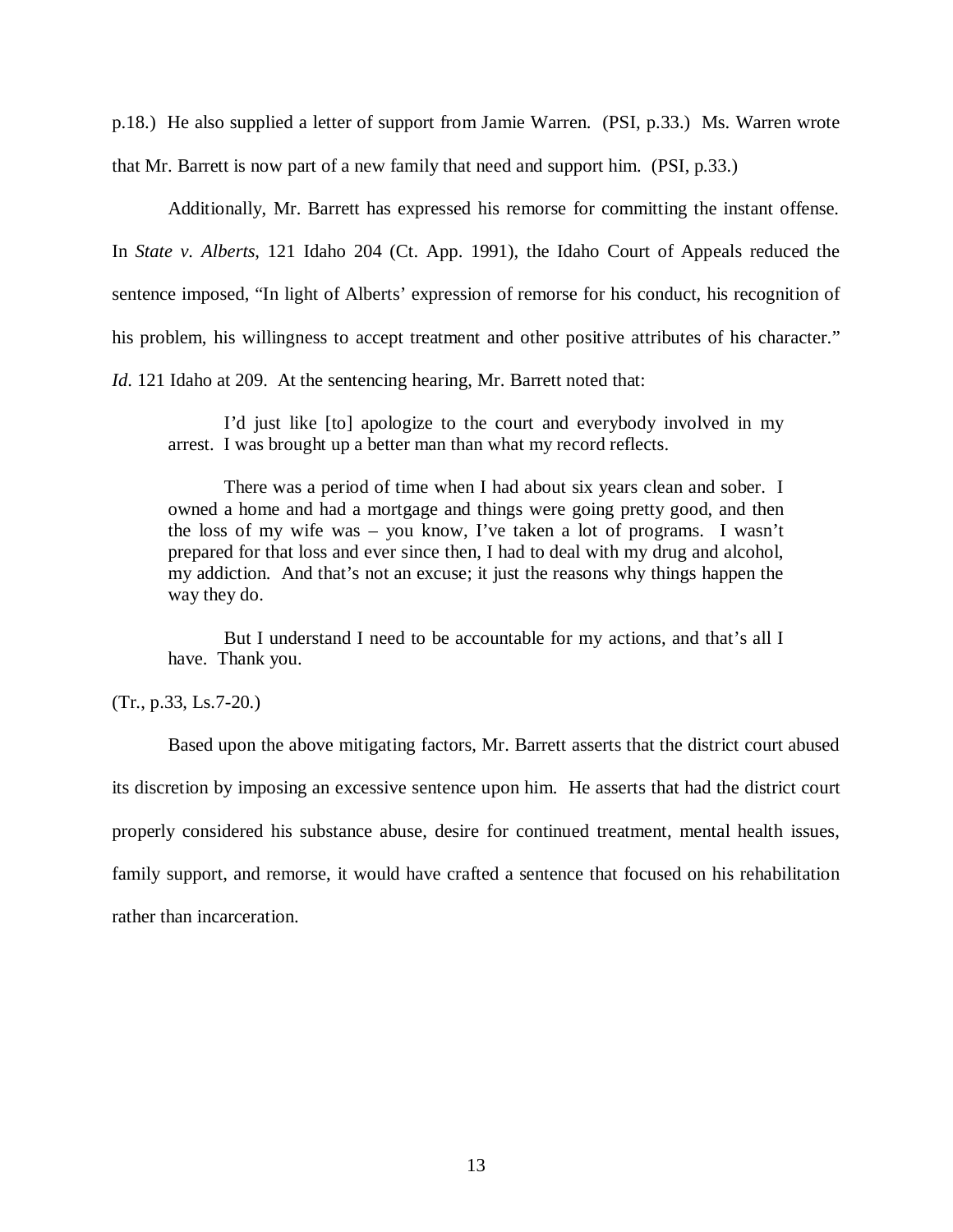p.18.) He also supplied a letter of support from Jamie Warren. (PSI, p.33.) Ms. Warren wrote that Mr. Barrett is now part of a new family that need and support him. (PSI, p.33.)

Additionally, Mr. Barrett has expressed his remorse for committing the instant offense. In *State v. Alberts*, 121 Idaho 204 (Ct. App. 1991), the Idaho Court of Appeals reduced the sentence imposed, "In light of Alberts' expression of remorse for his conduct, his recognition of his problem, his willingness to accept treatment and other positive attributes of his character." *Id*. 121 Idaho at 209. At the sentencing hearing, Mr. Barrett noted that:

> I'd just like [to] apologize to the court and everybody involved in my arrest. I was brought up a better man than what my record reflects.
>
> There was a period of time when I had about six years clean and sober. I owned a home and had a mortgage and things were going pretty good, and then the loss of my wife was – you know, I've taken a lot of programs. I wasn't prepared for that loss and ever since then, I had to deal with my drug and alcohol, my addiction. And that's not an excuse; it just the reasons why things happen the way they do.
>
> But I understand I need to be accountable for my actions, and that's all I have. Thank you.

(Tr., p.33, Ls.7-20.)

Based upon the above mitigating factors, Mr. Barrett asserts that the district court abused its discretion by imposing an excessive sentence upon him. He asserts that had the district court properly considered his substance abuse, desire for continued treatment, mental health issues, family support, and remorse, it would have crafted a sentence that focused on his rehabilitation rather than incarceration.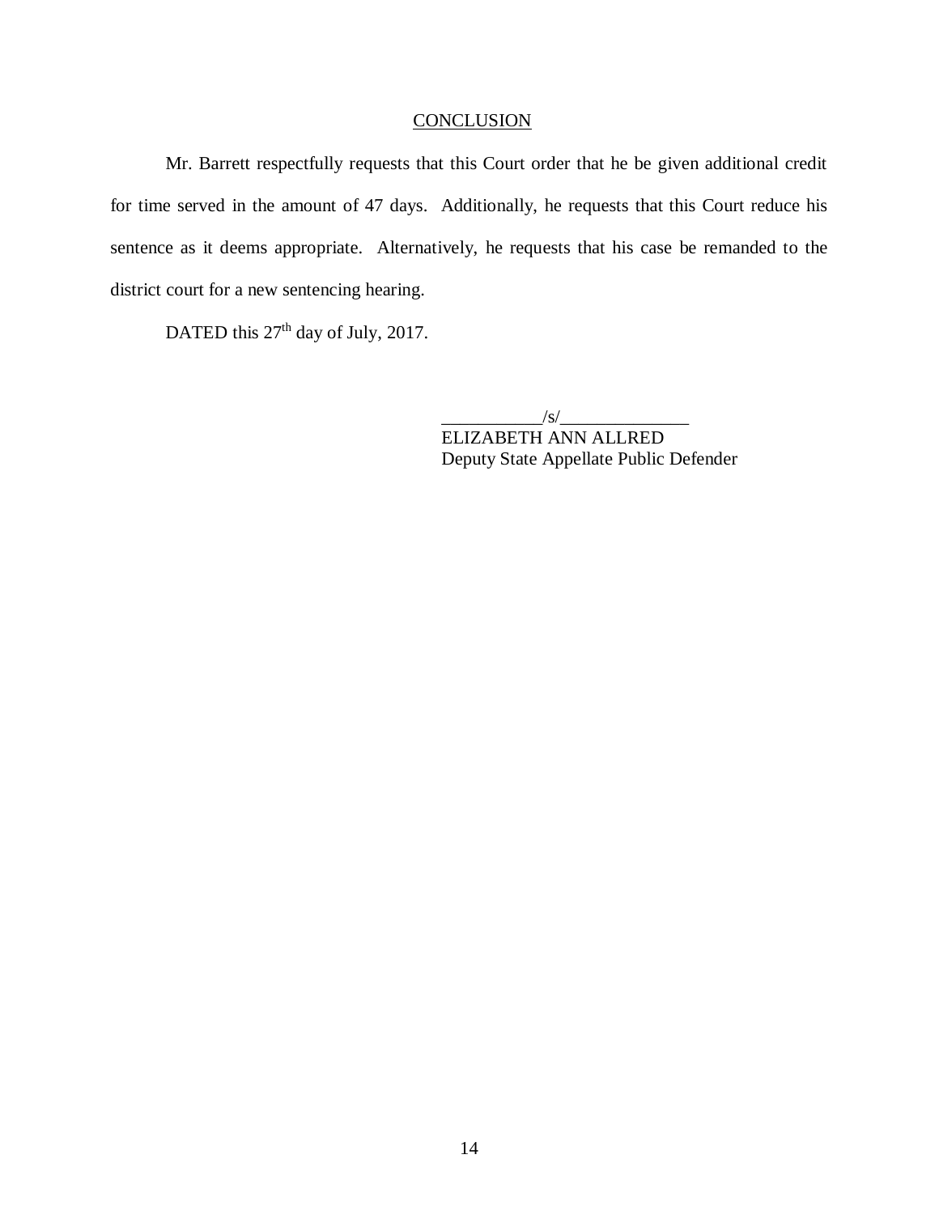## CONCLUSION

Mr. Barrett respectfully requests that this Court order that he be given additional credit for time served in the amount of 47 days. Additionally, he requests that this Court reduce his sentence as it deems appropriate. Alternatively, he requests that his case be remanded to the district court for a new sentencing hearing.

DATED this 27th day of July, 2017.

___________/s/______________
ELIZABETH ANN ALLRED
Deputy State Appellate Public Defender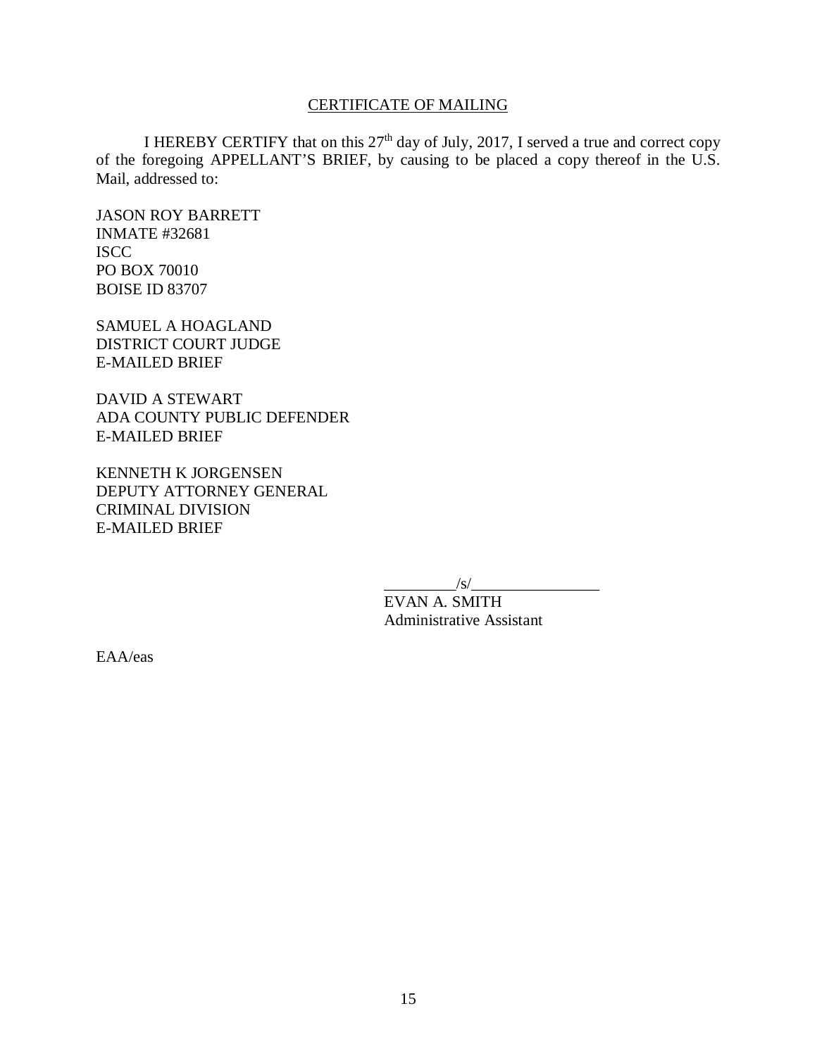## CERTIFICATE OF MAILING

I HEREBY CERTIFY that on this 27th day of July, 2017, I served a true and correct copy of the foregoing APPELLANT'S BRIEF, by causing to be placed a copy thereof in the U.S. Mail, addressed to:

JASON ROY BARRETT
INMATE #32681
ISCC
PO BOX 70010
BOISE ID 83707

SAMUEL A HOAGLAND
DISTRICT COURT JUDGE
E-MAILED BRIEF

DAVID A STEWART
ADA COUNTY PUBLIC DEFENDER
E-MAILED BRIEF

KENNETH K JORGENSEN
DEPUTY ATTORNEY GENERAL
CRIMINAL DIVISION
E-MAILED BRIEF

/s/
EVAN A. SMITH
Administrative Assistant

EAA/eas